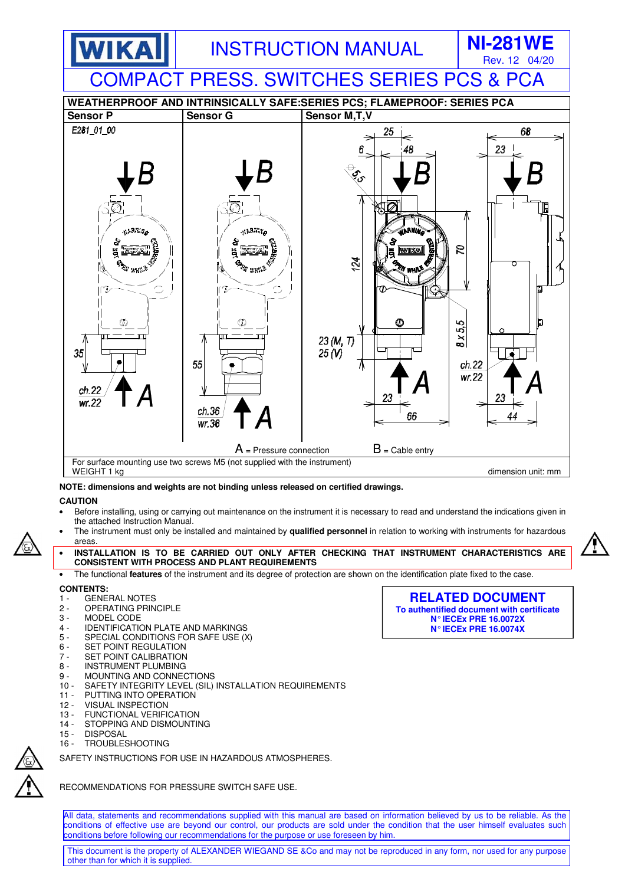# INSTRUCTION MANUAL

**NI-281WE**
Rev. 12 04/20

# COMPACT PRESS. SWITCHES SERIES PCS & PCA

**WEATHERPROOF AND INTRINSICALLY SAFE:SERIES PCS; FLAMEPROOF: SERIES PCA**

| Sensor P | Sensor G | Sensor M,T,V |
|---|---|---|

A = Pressure connection B = Cable entry

For surface mounting use two screws M5 (not supplied with the instrument)
WEIGHT 1 kg

dimension unit: mm

**NOTE: dimensions and weights are not binding unless released on certified drawings.**

**CAUTION**

- Before installing, using or carrying out maintenance on the instrument it is necessary to read and understand the indications given in the attached Instruction Manual.
- The instrument must only be installed and maintained by **qualified personnel** in relation to working with instruments for hazardous areas.
- **INSTALLATION IS TO BE CARRIED OUT ONLY AFTER CHECKING THAT INSTRUMENT CHARACTERISTICS ARE CONSISTENT WITH PROCESS AND PLANT REQUIREMENTS**
- The functional **features** of the instrument and its degree of protection are shown on the identification plate fixed to the case.

**CONTENTS:**

1 - GENERAL NOTES
2 - OPERATING PRINCIPLE
3 - MODEL CODE
4 - IDENTIFICATION PLATE AND MARKINGS
5 - SPECIAL CONDITIONS FOR SAFE USE (X)
6 - SET POINT REGULATION
7 - SET POINT CALIBRATION
8 - INSTRUMENT PLUMBING
9 - MOUNTING AND CONNECTIONS
10 - SAFETY INTEGRITY LEVEL (SIL) INSTALLATION REQUIREMENTS
11 - PUTTING INTO OPERATION
12 - VISUAL INSPECTION
13 - FUNCTIONAL VERIFICATION
14 - STOPPING AND DISMOUNTING
15 - DISPOSAL
16 - TROUBLESHOOTING

**RELATED DOCUMENT**
**To authentified document with certificate**
**N° IECEx PRE 16.0072X**
**N° IECEx PRE 16.0074X**

SAFETY INSTRUCTIONS FOR USE IN HAZARDOUS ATMOSPHERES.

RECOMMENDATIONS FOR PRESSURE SWITCH SAFE USE.

All data, statements and recommendations supplied with this manual are based on information believed by us to be reliable. As the conditions of effective use are beyond our control, our products are sold under the condition that the user himself evaluates such conditions before following our recommendations for the purpose or use foreseen by him.

This document is the property of ALEXANDER WIEGAND SE &Co and may not be reproduced in any form, nor used for any purpose other than for which it is supplied.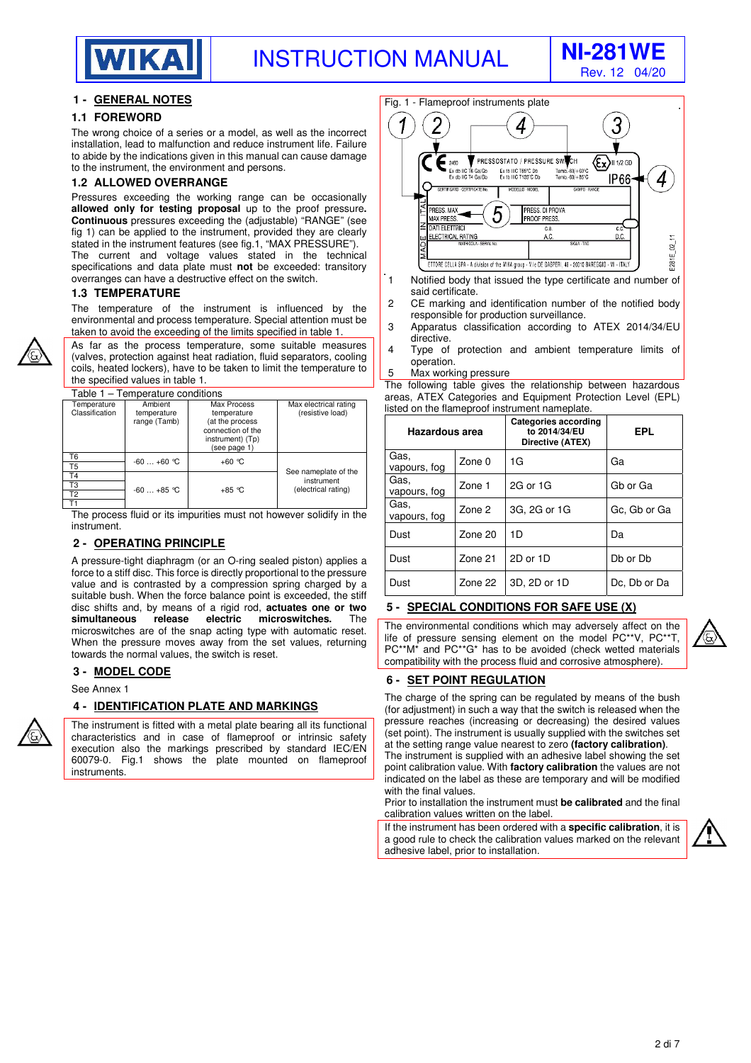## 1 - GENERAL NOTES

### 1.1 FOREWORD

The wrong choice of a series or a model, as well as the incorrect installation, lead to malfunction and reduce instrument life. Failure to abide by the indications given in this manual can cause damage to the instrument, the environment and persons.

### 1.2 ALLOWED OVERRANGE

Pressures exceeding the working range can be occasionally **allowed only for testing proposal** up to the proof pressure**.** **Continuous** pressures exceeding the (adjustable) "RANGE" (see fig 1) can be applied to the instrument, provided they are clearly stated in the instrument features (see fig.1, "MAX PRESSURE"). The current and voltage values stated in the technical specifications and data plate must **not** be exceeded: transitory overranges can have a destructive effect on the switch.

### 1.3 TEMPERATURE

The temperature of the instrument is influenced by the environmental and process temperature. Special attention must be taken to avoid the exceeding of the limits specified in table 1.

As far as the process temperature, some suitable measures (valves, protection against heat radiation, fluid separators, cooling coils, heated lockers), have to be taken to limit the temperature to the specified values in table 1.

Table 1 – Temperature conditions

| Temperature Classification | Ambient temperature range (Tamb) | Max Process temperature (at the process connection of the instrument) (Tp) (see page 1) | Max electrical rating (resistive load) |
|---|---|---|---|
| T6 | -60 … +60 °C | +60 °C | See nameplate of the instrument (electrical rating) |
| T5 | | | |
| T4 | -60 … +85 °C | +85 °C | |
| T3 | | | |
| T2 | | | |
| T1 | | | |

The process fluid or its impurities must not however solidify in the instrument.

## 2 - OPERATING PRINCIPLE

A pressure-tight diaphragm (or an O-ring sealed piston) applies a force to a stiff disc. This force is directly proportional to the pressure value and is contrasted by a compression spring charged by a suitable bush. When the force balance point is exceeded, the stiff disc shifts and, by means of a rigid rod, **actuates one or two simultaneous release electric microswitches.** The microswitches are of the snap acting type with automatic reset. When the pressure moves away from the set values, returning towards the normal values, the switch is reset.

## 3 - MODEL CODE

See Annex 1

## 4 - IDENTIFICATION PLATE AND MARKINGS

The instrument is fitted with a metal plate bearing all its functional characteristics and in case of flameproof or intrinsic safety execution also the markings prescribed by standard IEC/EN 60079-0. Fig.1 shows the plate mounted on flameproof instruments.

Fig. 1 - Flameproof instruments plate

1. Notified body that issued the type certificate and number of said certificate.
2. CE marking and identification number of the notified body responsible for production surveillance.
3. Apparatus classification according to ATEX 2014/34/EU directive.
4. Type of protection and ambient temperature limits of operation.
5. Max working pressure

The following table gives the relationship between hazardous areas, ATEX Categories and Equipment Protection Level (EPL) listed on the flameproof instrument nameplate.

| Hazardous area | | Categories according to 2014/34/EU Directive (ATEX) | EPL |
|---|---|---|---|
| Gas, vapours, fog | Zone 0 | 1G | Ga |
| Gas, vapours, fog | Zone 1 | 2G or 1G | Gb or Ga |
| Gas, vapours, fog | Zone 2 | 3G, 2G or 1G | Gc, Gb or Ga |
| Dust | Zone 20 | 1D | Da |
| Dust | Zone 21 | 2D or 1D | Db or Db |
| Dust | Zone 22 | 3D, 2D or 1D | Dc, Db or Da |

## 5 - SPECIAL CONDITIONS FOR SAFE USE (X)

The environmental conditions which may adversely affect on the life of pressure sensing element on the model PC**V, PC**T, PC**M* and PC**G* has to be avoided (check wetted materials compatibility with the process fluid and corrosive atmosphere).

## 6 - SET POINT REGULATION

The charge of the spring can be regulated by means of the bush (for adjustment) in such a way that the switch is released when the pressure reaches (increasing or decreasing) the desired values (set point). The instrument is usually supplied with the switches set at the setting range value nearest to zero **(factory calibration)**. The instrument is supplied with an adhesive label showing the set point calibration value. With **factory calibration** the values are not indicated on the label as these are temporary and will be modified with the final values.

Prior to installation the instrument must **be calibrated** and the final calibration values written on the label.

If the instrument has been ordered with a **specific calibration**, it is a good rule to check the calibration values marked on the relevant adhesive label, prior to installation.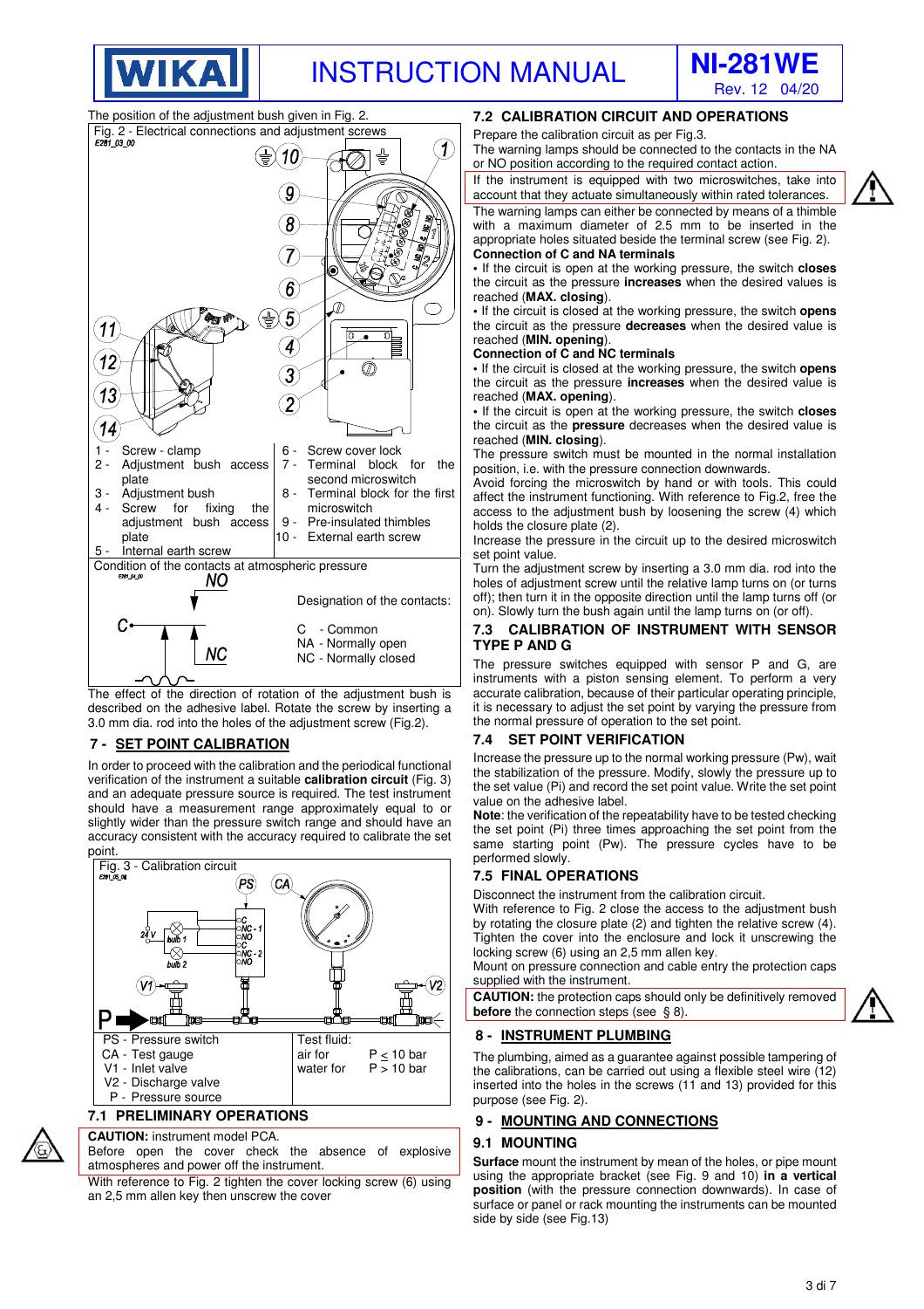The position of the adjustment bush given in Fig. 2.

Fig. 2 - Electrical connections and adjustment screws

1 - Screw - clamp
2 - Adjustment bush access plate
3 - Adjustment bush
4 - Screw for fixing the adjustment bush access plate
5 - Internal earth screw
6 - Screw cover lock
7 - Terminal block for the second microswitch
8 - Terminal block for the first microswitch
9 - Pre-insulated thimbles
10 - External earth screw

Condition of the contacts at atmospheric pressure

Designation of the contacts:

C - Common
NA - Normally open
NC - Normally closed

The effect of the direction of rotation of the adjustment bush is described on the adhesive label. Rotate the screw by inserting a 3.0 mm dia. rod into the holes of the adjustment screw (Fig.2).

## 7 - SET POINT CALIBRATION

In order to proceed with the calibration and the periodical functional verification of the instrument a suitable **calibration circuit** (Fig. 3) and an adequate pressure source is required. The test instrument should have a measurement range approximately equal to or slightly wider than the pressure switch range and should have an accuracy consistent with the accuracy required to calibrate the set point.

Fig. 3 - Calibration circuit

| | |
|---|---|
| PS - Pressure switch | Test fluid: |
| CA - Test gauge | air for P ≤ 10 bar |
| V1 - Inlet valve | water for P > 10 bar |
| V2 - Discharge valve | |
| P - Pressure source | |

### 7.1 PRELIMINARY OPERATIONS

**CAUTION:** instrument model PCA.
Before open the cover check the absence of explosive atmospheres and power off the instrument.

With reference to Fig. 2 tighten the cover locking screw (6) using an 2,5 mm allen key then unscrew the cover

### 7.2 CALIBRATION CIRCUIT AND OPERATIONS

Prepare the calibration circuit as per Fig.3.
The warning lamps should be connected to the contacts in the NA or NO position according to the required contact action.

If the instrument is equipped with two microswitches, take into account that they actuate simultaneously within rated tolerances.

The warning lamps can either be connected by means of a thimble with a maximum diameter of 2.5 mm to be inserted in the appropriate holes situated beside the terminal screw (see Fig. 2).

**Connection of C and NA terminals**

- If the circuit is open at the working pressure, the switch **closes** the circuit as the pressure **increases** when the desired values is reached (**MAX. closing**).
- If the circuit is closed at the working pressure, the switch **opens** the circuit as the pressure **decreases** when the desired value is reached (**MIN. opening**).

**Connection of C and NC terminals**

- If the circuit is closed at the working pressure, the switch **opens** the circuit as the pressure **increases** when the desired value is reached (**MAX. opening**).
- If the circuit is open at the working pressure, the switch **closes** the circuit as the **pressure** decreases when the desired value is reached (**MIN. closing**).

The pressure switch must be mounted in the normal installation position, i.e. with the pressure connection downwards.
Avoid forcing the microswitch by hand or with tools. This could affect the instrument functioning. With reference to Fig.2, free the access to the adjustment bush by loosening the screw (4) which holds the closure plate (2).
Increase the pressure in the circuit up to the desired microswitch set point value.
Turn the adjustment screw by inserting a 3.0 mm dia. rod into the holes of adjustment screw until the relative lamp turns on (or turns off); then turn it in the opposite direction until the lamp turns off (or on). Slowly turn the bush again until the lamp turns on (or off).

### 7.3 CALIBRATION OF INSTRUMENT WITH SENSOR TYPE P AND G

The pressure switches equipped with sensor P and G, are instruments with a piston sensing element. To perform a very accurate calibration, because of their particular operating principle, it is necessary to adjust the set point by varying the pressure from the normal pressure of operation to the set point.

### 7.4 SET POINT VERIFICATION

Increase the pressure up to the normal working pressure (Pw), wait the stabilization of the pressure. Modify, slowly the pressure up to the set value (Pi) and record the set point value. Write the set point value on the adhesive label.

**Note**: the verification of the repeatability have to be tested checking the set point (Pi) three times approaching the set point from the same starting point (Pw). The pressure cycles have to be performed slowly.

### 7.5 FINAL OPERATIONS

Disconnect the instrument from the calibration circuit.
With reference to Fig. 2 close the access to the adjustment bush by rotating the closure plate (2) and tighten the relative screw (4).
Tighten the cover into the enclosure and lock it unscrewing the locking screw (6) using an 2,5 mm allen key.
Mount on pressure connection and cable entry the protection caps supplied with the instrument.

**CAUTION:** the protection caps should only be definitively removed **before** the connection steps (see § 8).

## 8 - INSTRUMENT PLUMBING

The plumbing, aimed as a guarantee against possible tampering of the calibrations, can be carried out using a flexible steel wire (12) inserted into the holes in the screws (11 and 13) provided for this purpose (see Fig. 2).

## 9 - MOUNTING AND CONNECTIONS

### 9.1 MOUNTING

**Surface** mount the instrument by mean of the holes, or pipe mount using the appropriate bracket (see Fig. 9 and 10) **in a vertical position** (with the pressure connection downwards). In case of surface or panel or rack mounting the instruments can be mounted side by side (see Fig.13)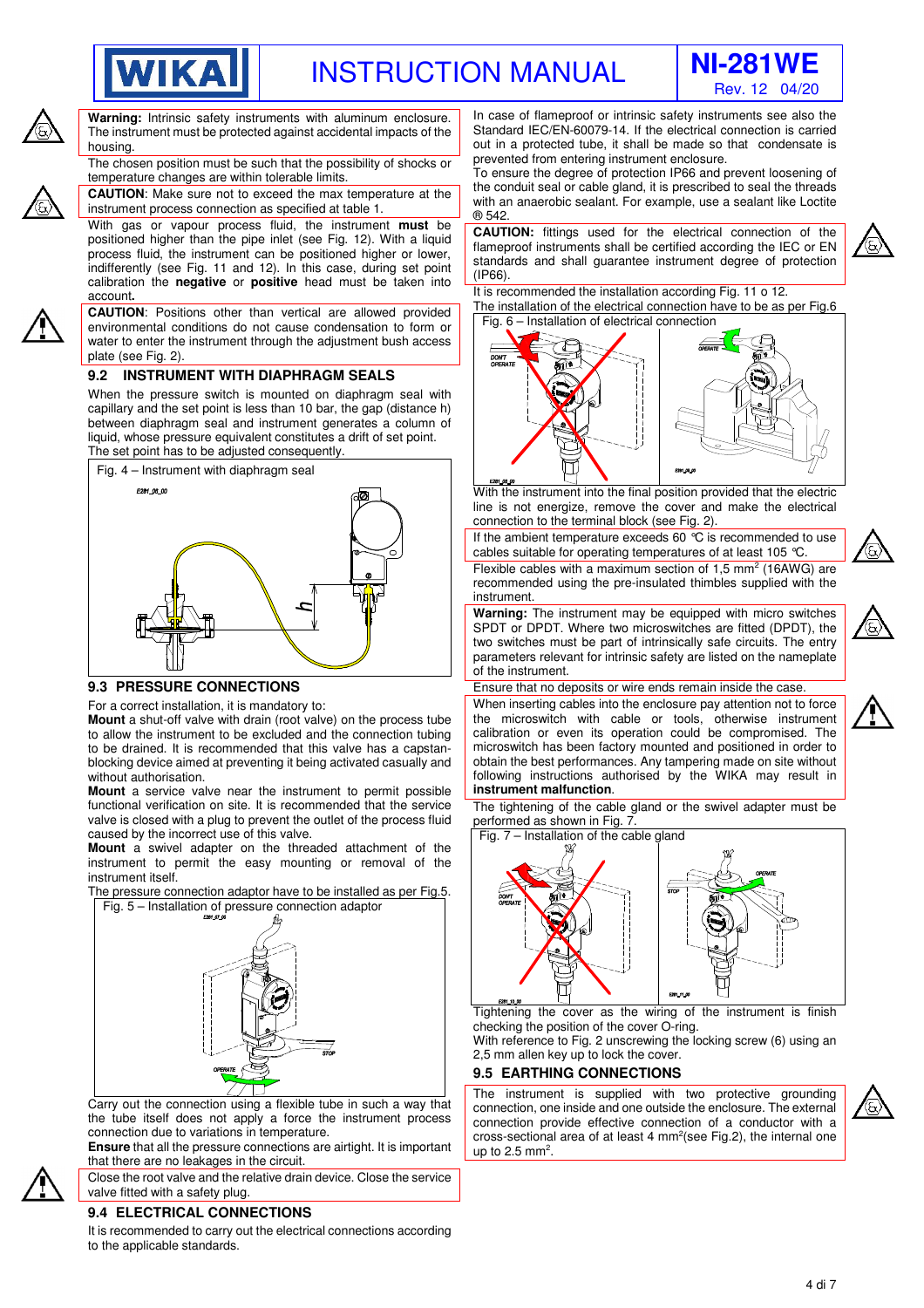**Warning:** Intrinsic safety instruments with aluminum enclosure. The instrument must be protected against accidental impacts of the housing.

The chosen position must be such that the possibility of shocks or temperature changes are within tolerable limits.

**CAUTION**: Make sure not to exceed the max temperature at the instrument process connection as specified at table 1.

With gas or vapour process fluid, the instrument **must** be positioned higher than the pipe inlet (see Fig. 12). With a liquid process fluid, the instrument can be positioned higher or lower, indifferently (see Fig. 11 and 12). In this case, during set point calibration the **negative** or **positive** head must be taken into account**.**

**CAUTION**: Positions other than vertical are allowed provided environmental conditions do not cause condensation to form or water to enter the instrument through the adjustment bush access plate (see Fig. 2).

### 9.2 INSTRUMENT WITH DIAPHRAGM SEALS

When the pressure switch is mounted on diaphragm seal with capillary and the set point is less than 10 bar, the gap (distance h) between diaphragm seal and instrument generates a column of liquid, whose pressure equivalent constitutes a drift of set point. The set point has to be adjusted consequently.

Fig. 4 – Instrument with diaphragm seal

### 9.3 PRESSURE CONNECTIONS

For a correct installation, it is mandatory to:

**Mount** a shut-off valve with drain (root valve) on the process tube to allow the instrument to be excluded and the connection tubing to be drained. It is recommended that this valve has a capstan-blocking device aimed at preventing it being activated casually and without authorisation.

**Mount** a service valve near the instrument to permit possible functional verification on site. It is recommended that the service valve is closed with a plug to prevent the outlet of the process fluid caused by the incorrect use of this valve.

**Mount** a swivel adapter on the threaded attachment of the instrument to permit the easy mounting or removal of the instrument itself.

The pressure connection adaptor have to be installed as per Fig.5.

Fig. 5 – Installation of pressure connection adaptor

Carry out the connection using a flexible tube in such a way that the tube itself does not apply a force the instrument process connection due to variations in temperature.

**Ensure** that all the pressure connections are airtight. It is important that there are no leakages in the circuit.

Close the root valve and the relative drain device. Close the service valve fitted with a safety plug.

### 9.4 ELECTRICAL CONNECTIONS

It is recommended to carry out the electrical connections according to the applicable standards.

In case of flameproof or intrinsic safety instruments see also the Standard IEC/EN-60079-14. If the electrical connection is carried out in a protected tube, it shall be made so that condensate is prevented from entering instrument enclosure.

To ensure the degree of protection IP66 and prevent loosening of the conduit seal or cable gland, it is prescribed to seal the threads with an anaerobic sealant. For example, use a sealant like Loctite ® 542.

**CAUTION:** fittings used for the electrical connection of the flameproof instruments shall be certified according the IEC or EN standards and shall guarantee instrument degree of protection (IP66).

It is recommended the installation according Fig. 11 o 12.

The installation of the electrical connection have to be as per Fig.6

Fig. 6 – Installation of electrical connection

With the instrument into the final position provided that the electric line is not energize, remove the cover and make the electrical connection to the terminal block (see Fig. 2).

If the ambient temperature exceeds 60 °C is recommended to use cables suitable for operating temperatures of at least 105 °C.

Flexible cables with a maximum section of 1,5 mm$^2$ (16AWG) are recommended using the pre-insulated thimbles supplied with the instrument.

**Warning:** The instrument may be equipped with micro switches SPDT or DPDT. Where two microswitches are fitted (DPDT), the two switches must be part of intrinsically safe circuits. The entry parameters relevant for intrinsic safety are listed on the nameplate of the instrument.

Ensure that no deposits or wire ends remain inside the case.

When inserting cables into the enclosure pay attention not to force the microswitch with cable or tools, otherwise instrument calibration or even its operation could be compromised. The microswitch has been factory mounted and positioned in order to obtain the best performances. Any tampering made on site without following instructions authorised by the WIKA may result in **instrument malfunction**.

The tightening of the cable gland or the swivel adapter must be performed as shown in Fig. 7.

Fig. 7 – Installation of the cable gland

Tightening the cover as the wiring of the instrument is finish checking the position of the cover O-ring.

With reference to Fig. 2 unscrewing the locking screw (6) using an 2,5 mm allen key up to lock the cover.

### 9.5 EARTHING CONNECTIONS

The instrument is supplied with two protective grounding connection, one inside and one outside the enclosure. The external connection provide effective connection of a conductor with a cross-sectional area of at least 4 mm$^2$(see Fig.2), the internal one up to 2.5 mm$^2$.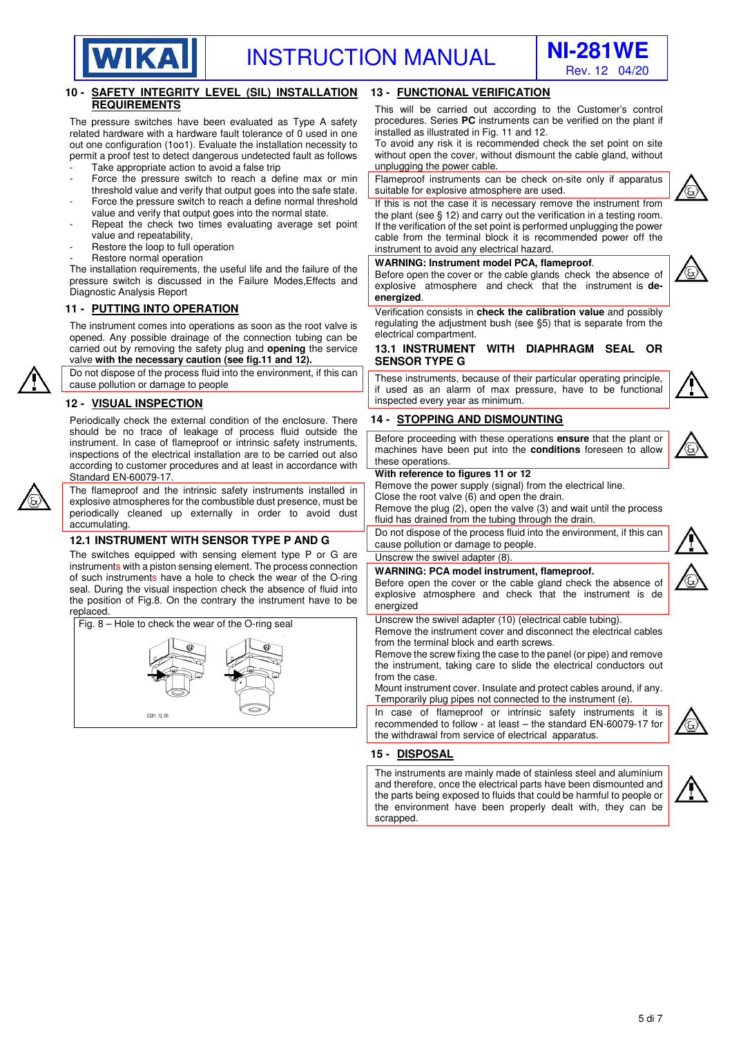## 10 - SAFETY INTEGRITY LEVEL (SIL) INSTALLATION REQUIREMENTS

The pressure switches have been evaluated as Type A safety related hardware with a hardware fault tolerance of 0 used in one out one configuration (1oo1). Evaluate the installation necessity to permit a proof test to detect dangerous undetected fault as follows

- Take appropriate action to avoid a false trip
- Force the pressure switch to reach a define max or min threshold value and verify that output goes into the safe state.
- Force the pressure switch to reach a define normal threshold value and verify that output goes into the normal state.
- Repeat the check two times evaluating average set point value and repeatability,
- Restore the loop to full operation
- Restore normal operation

The installation requirements, the useful life and the failure of the pressure switch is discussed in the Failure Modes,Effects and Diagnostic Analysis Report

## 11 - PUTTING INTO OPERATION

The instrument comes into operations as soon as the root valve is opened. Any possible drainage of the connection tubing can be carried out by removing the safety plug and **opening** the service valve **with the necessary caution (see fig.11 and 12).**

Do not dispose of the process fluid into the environment, if this can cause pollution or damage to people

## 12 - VISUAL INSPECTION

Periodically check the external condition of the enclosure. There should be no trace of leakage of process fluid outside the instrument. In case of flameproof or intrinsic safety instruments, inspections of the electrical installation are to be carried out also according to customer procedures and at least in accordance with Standard EN-60079-17.

The flameproof and the intrinsic safety instruments installed in explosive atmospheres for the combustible dust presence, must be periodically cleaned up externally in order to avoid dust accumulating.

### 12.1 INSTRUMENT WITH SENSOR TYPE P AND G

The switches equipped with sensing element type P or G are instruments with a piston sensing element. The process connection of such instruments have a hole to check the wear of the O-ring seal. During the visual inspection check the absence of fluid into the position of Fig.8. On the contrary the instrument have to be replaced.

Fig. 8 – Hole to check the wear of the O-ring seal

## 13 - FUNCTIONAL VERIFICATION

This will be carried out according to the Customer's control procedures. Series **PC** instruments can be verified on the plant if installed as illustrated in Fig. 11 and 12.
To avoid any risk it is recommended check the set point on site without open the cover, without dismount the cable gland, without unplugging the power cable.

Flameproof instruments can be check on-site only if apparatus suitable for explosive atmosphere are used.

If this is not the case it is necessary remove the instrument from the plant (see § 12) and carry out the verification in a testing room.
If the verification of the set point is performed unplugging the power cable from the terminal block it is recommended power off the instrument to avoid any electrical hazard.

**WARNING: Instrument model PCA, flameproof.**
Before open the cover or the cable glands check the absence of explosive atmosphere and check that the instrument is **de-energized**.

Verification consists in **check the calibration value** and possibly regulating the adjustment bush (see §5) that is separate from the electrical compartment.

### 13.1 INSTRUMENT WITH DIAPHRAGM SEAL OR SENSOR TYPE G

These instruments, because of their particular operating principle, if used as an alarm of max pressure, have to be functional inspected every year as minimum.

## 14 - STOPPING AND DISMOUNTING

Before proceeding with these operations **ensure** that the plant or machines have been put into the **conditions** foreseen to allow these operations.

**With reference to figures 11 or 12**
Remove the power supply (signal) from the electrical line.
Close the root valve (6) and open the drain.
Remove the plug (2), open the valve (3) and wait until the process fluid has drained from the tubing through the drain.

Do not dispose of the process fluid into the environment, if this can cause pollution or damage to people.

Unscrew the swivel adapter (8).

**WARNING: PCA model instrument, flameproof.**
Before open the cover or the cable gland check the absence of explosive atmosphere and check that the instrument is de energized

Unscrew the swivel adapter (10) (electrical cable tubing).
Remove the instrument cover and disconnect the electrical cables from the terminal block and earth screws.
Remove the screw fixing the case to the panel (or pipe) and remove the instrument, taking care to slide the electrical conductors out from the case.
Mount instrument cover. Insulate and protect cables around, if any.
Temporarily plug pipes not connected to the instrument (e).

In case of flameproof or intrinsic safety instruments it is recommended to follow - at least – the standard EN-60079-17 for the withdrawal from service of electrical apparatus.

## 15 - DISPOSAL

The instruments are mainly made of stainless steel and aluminium and therefore, once the electrical parts have been dismounted and the parts being exposed to fluids that could be harmful to people or the environment have been properly dealt with, they can be scrapped.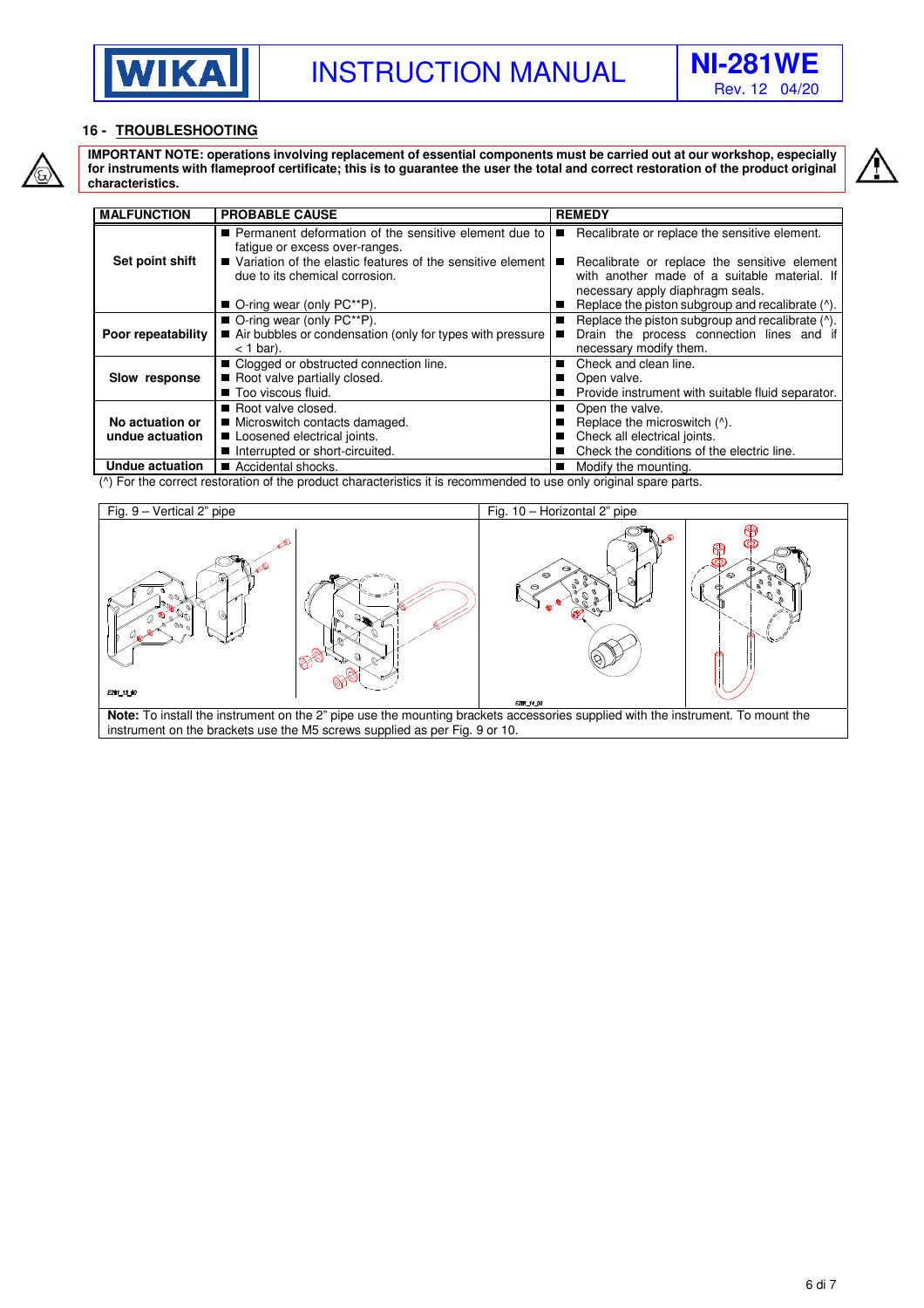## 16 - TROUBLESHOOTING

**IMPORTANT NOTE: operations involving replacement of essential components must be carried out at our workshop, especially for instruments with flameproof certificate; this is to guarantee the user the total and correct restoration of the product original characteristics.**

| MALFUNCTION | PROBABLE CAUSE | REMEDY |
|---|---|---|
| **Set point shift** | ■ Permanent deformation of the sensitive element due to fatigue or excess over-ranges.<br>■ Variation of the elastic features of the sensitive element due to its chemical corrosion.<br>■ O-ring wear (only PC**P). | ■ Recalibrate or replace the sensitive element.<br>■ Recalibrate or replace the sensitive element with another made of a suitable material. If necessary apply diaphragm seals.<br>■ Replace the piston subgroup and recalibrate (^). |
| **Poor repeatability** | ■ O-ring wear (only PC**P).<br>■ Air bubbles or condensation (only for types with pressure < 1 bar). | ■ Replace the piston subgroup and recalibrate (^).<br>■ Drain the process connection lines and if necessary modify them. |
| **Slow response** | ■ Clogged or obstructed connection line.<br>■ Root valve partially closed.<br>■ Too viscous fluid. | ■ Check and clean line.<br>■ Open valve.<br>■ Provide instrument with suitable fluid separator. |
| **No actuation or undue actuation** | ■ Root valve closed.<br>■ Microswitch contacts damaged.<br>■ Loosened electrical joints.<br>■ Interrupted or short-circuited. | ■ Open the valve.<br>■ Replace the microswitch (^).<br>■ Check all electrical joints.<br>■ Check the conditions of the electric line. |
| **Undue actuation** | ■ Accidental shocks. | ■ Modify the mounting. |

(^) For the correct restoration of the product characteristics it is recommended to use only original spare parts.

Fig. 9 – Vertical 2" pipe

Fig. 10 – Horizontal 2" pipe

**Note:** To install the instrument on the 2" pipe use the mounting brackets accessories supplied with the instrument. To mount the instrument on the brackets use the M5 screws supplied as per Fig. 9 or 10.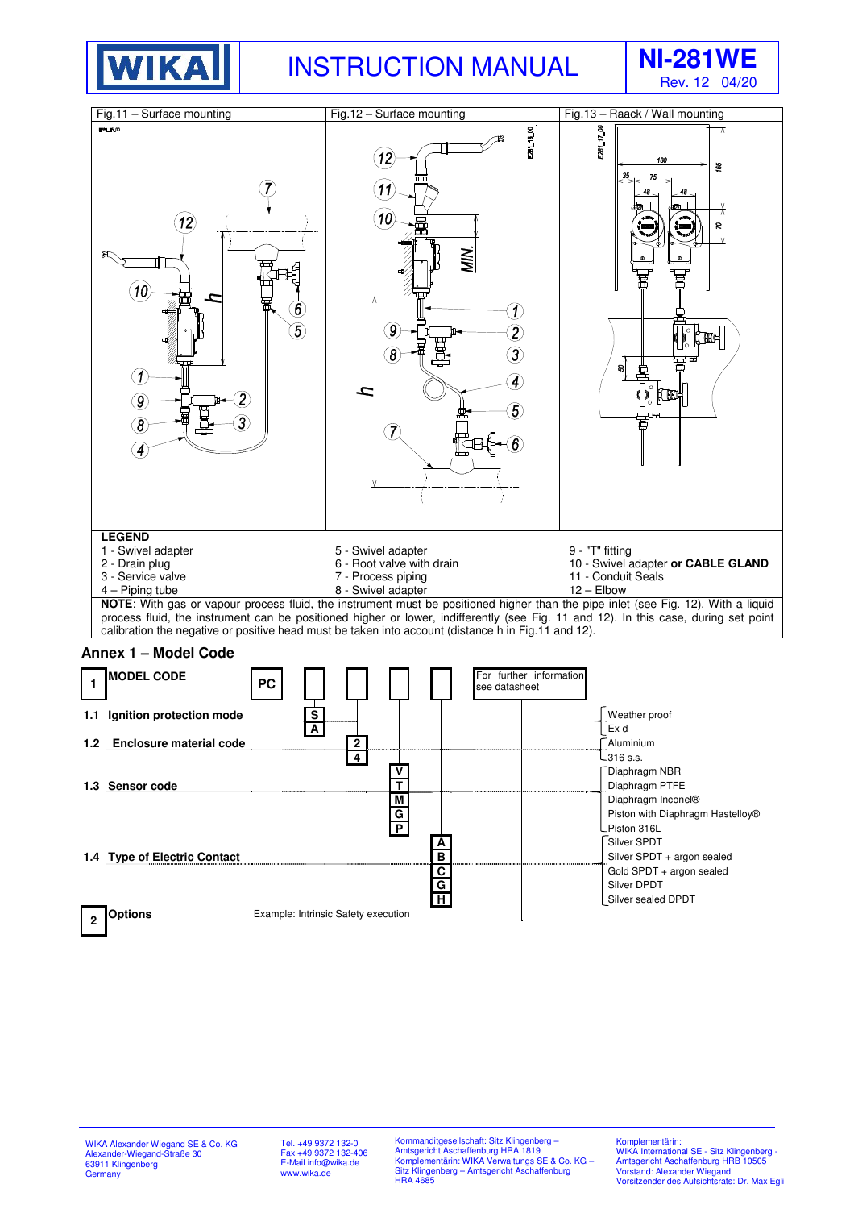Fig.11 – Surface mounting | Fig.12 – Surface mounting | Fig.13 – Raack / Wall mounting

**LEGEND**

| | | |
|---|---|---|
| 1 - Swivel adapter | 5 - Swivel adapter | 9 - "T" fitting |
| 2 - Drain plug | 6 - Root valve with drain | 10 - Swivel adapter **or CABLE GLAND** |
| 3 - Service valve | 7 - Process piping | 11 - Conduit Seals |
| 4 – Piping tube | 8 - Swivel adapter | 12 – Elbow |

**NOTE**: With gas or vapour process fluid, the instrument must be positioned higher than the pipe inlet (see Fig. 12). With a liquid process fluid, the instrument can be positioned higher or lower, indifferently (see Fig. 11 and 12). In this case, during set point calibration the negative or positive head must be taken into account (distance h in Fig.11 and 12).

## Annex 1 – Model Code

**1 MODEL CODE** PC □ □ □ □ — For further information see datasheet

| | Code | Description |
|---|---|---|
| **1.1 Ignition protection mode** | S | Weather proof |
| | A | Ex d |
| **1.2 Enclosure material code** | 2 | Aluminium |
| | 4 | 316 s.s. |
| **1.3 Sensor code** | V | Diaphragm NBR |
| | T | Diaphragm PTFE |
| | M | Diaphragm Inconel® |
| | G | Piston with Diaphragm Hastelloy® |
| | P | Piston 316L |
| **1.4 Type of Electric Contact** | A | Silver SPDT |
| | B | Silver SPDT + argon sealed |
| | C | Gold SPDT + argon sealed |
| | G | Silver DPDT |
| | H | Silver sealed DPDT |

**2 Options** — Example: Intrinsic Safety execution